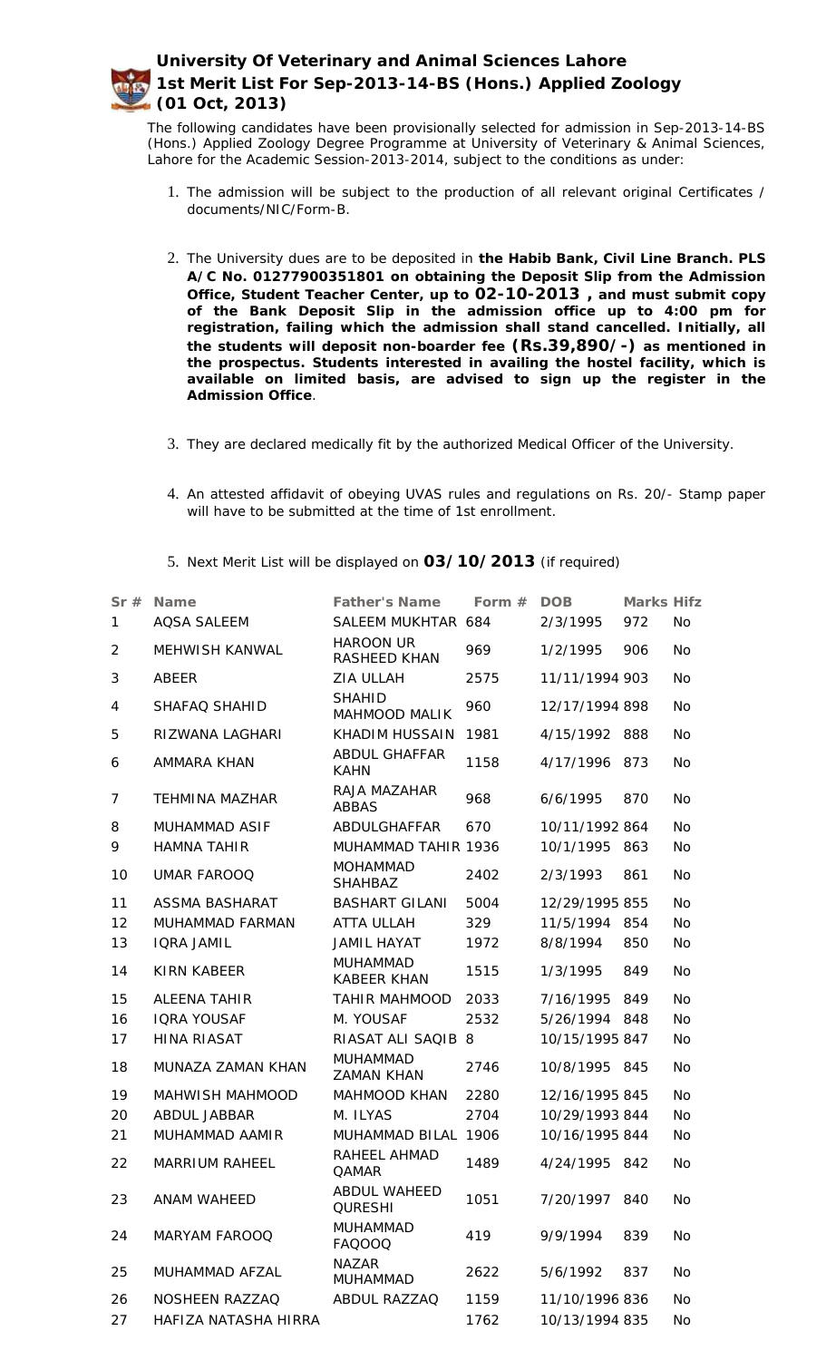# University Of Veterinary and Animal Sciences Lahore
## 1st Merit List For Sep-2013-14-BS (Hons.) Applied Zoology (01 Oct, 2013)

The following candidates have been provisionally selected for admission in Sep-2013-14-BS (Hons.) Applied Zoology Degree Programme at University of Veterinary & Animal Sciences, Lahore for the Academic Session-2013-2014, subject to the conditions as under:

1. The admission will be subject to the production of all relevant original Certificates / documents/NIC/Form-B.
2. The University dues are to be deposited in **the Habib Bank, Civil Line Branch. PLS A/C No. 01277900351801 on obtaining the Deposit Slip from the Admission Office, Student Teacher Center, up to 02-10-2013 , and must submit copy of the Bank Deposit Slip in the admission office up to 4:00 pm for registration, failing which the admission shall stand cancelled. Initially, all the students will deposit non-boarder fee (Rs.39,890/-) as mentioned in the prospectus. Students interested in availing the hostel facility, which is available on limited basis, are advised to sign up the register in the Admission Office**.
3. They are declared medically fit by the authorized Medical Officer of the University.
4. An attested affidavit of obeying UVAS rules and regulations on Rs. 20/- Stamp paper will have to be submitted at the time of 1st enrollment.
5. Next Merit List will be displayed on **03/10/2013** (if required)

| Sr # | Name | Father's Name | Form # | DOB | Marks | Hifz |
|---|---|---|---|---|---|---|
| 1 | AQSA SALEEM | SALEEM MUKHTAR | 684 | 2/3/1995 | 972 | No |
| 2 | MEHWISH KANWAL | HAROON UR RASHEED KHAN | 969 | 1/2/1995 | 906 | No |
| 3 | ABEER | ZIA ULLAH | 2575 | 11/11/1994 | 903 | No |
| 4 | SHAFAQ SHAHID | SHAHID MAHMOOD MALIK | 960 | 12/17/1994 | 898 | No |
| 5 | RIZWANA LAGHARI | KHADIM HUSSAIN | 1981 | 4/15/1992 | 888 | No |
| 6 | AMMARA KHAN | ABDUL GHAFFAR KAHN | 1158 | 4/17/1996 | 873 | No |
| 7 | TEHMINA MAZHAR | RAJA MAZAHAR ABBAS | 968 | 6/6/1995 | 870 | No |
| 8 | MUHAMMAD ASIF | ABDULGHAFFAR | 670 | 10/11/1992 | 864 | No |
| 9 | HAMNA TAHIR | MUHAMMAD TAHIR | 1936 | 10/1/1995 | 863 | No |
| 10 | UMAR FAROOQ | MOHAMMAD SHAHBAZ | 2402 | 2/3/1993 | 861 | No |
| 11 | ASSMA BASHARAT | BASHART GILANI | 5004 | 12/29/1995 | 855 | No |
| 12 | MUHAMMAD FARMAN | ATTA ULLAH | 329 | 11/5/1994 | 854 | No |
| 13 | IQRA JAMIL | JAMIL HAYAT | 1972 | 8/8/1994 | 850 | No |
| 14 | KIRN KABEER | MUHAMMAD KABEER KHAN | 1515 | 1/3/1995 | 849 | No |
| 15 | ALEENA TAHIR | TAHIR MAHMOOD | 2033 | 7/16/1995 | 849 | No |
| 16 | IQRA YOUSAF | M. YOUSAF | 2532 | 5/26/1994 | 848 | No |
| 17 | HINA RIASAT | RIASAT ALI SAQIB | 8 | 10/15/1995 | 847 | No |
| 18 | MUNAZA ZAMAN KHAN | MUHAMMAD ZAMAN KHAN | 2746 | 10/8/1995 | 845 | No |
| 19 | MAHWISH MAHMOOD | MAHMOOD KHAN | 2280 | 12/16/1995 | 845 | No |
| 20 | ABDUL JABBAR | M. ILYAS | 2704 | 10/29/1993 | 844 | No |
| 21 | MUHAMMAD AAMIR | MUHAMMAD BILAL | 1906 | 10/16/1995 | 844 | No |
| 22 | MARRIUM RAHEEL | RAHEEL AHMAD QAMAR | 1489 | 4/24/1995 | 842 | No |
| 23 | ANAM WAHEED | ABDUL WAHEED QURESHI | 1051 | 7/20/1997 | 840 | No |
| 24 | MARYAM FAROOQ | MUHAMMAD FAQOOQ | 419 | 9/9/1994 | 839 | No |
| 25 | MUHAMMAD AFZAL | NAZAR MUHAMMAD | 2622 | 5/6/1992 | 837 | No |
| 26 | NOSHEEN RAZZAQ | ABDUL RAZZAQ | 1159 | 11/10/1996 | 836 | No |
| 27 | HAFIZA NATASHA HIRRA | | 1762 | 10/13/1994 | 835 | No |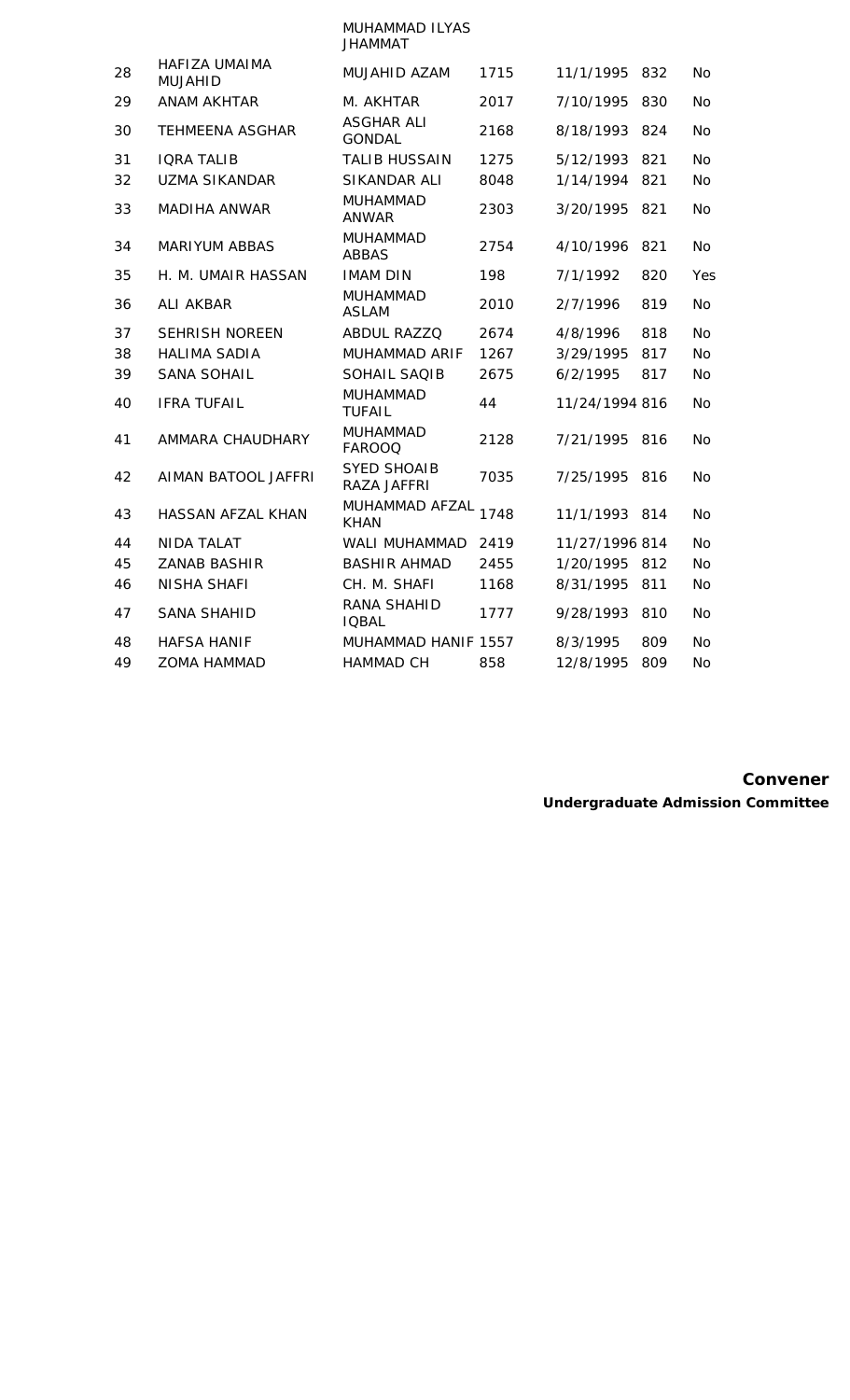| | | | | | | |
|---|---|---|---|---|---|---|
| | | MUHAMMAD ILYAS JHAMMAT | | | | |
| 28 | HAFIZA UMAIMA MUJAHID | MUJAHID AZAM | 1715 | 11/1/1995 | 832 | No |
| 29 | ANAM AKHTAR | M. AKHTAR | 2017 | 7/10/1995 | 830 | No |
| 30 | TEHMEENA ASGHAR | ASGHAR ALI GONDAL | 2168 | 8/18/1993 | 824 | No |
| 31 | IQRA TALIB | TALIB HUSSAIN | 1275 | 5/12/1993 | 821 | No |
| 32 | UZMA SIKANDAR | SIKANDAR ALI | 8048 | 1/14/1994 | 821 | No |
| 33 | MADIHA ANWAR | MUHAMMAD ANWAR | 2303 | 3/20/1995 | 821 | No |
| 34 | MARIYUM ABBAS | MUHAMMAD ABBAS | 2754 | 4/10/1996 | 821 | No |
| 35 | H. M. UMAIR HASSAN | IMAM DIN | 198 | 7/1/1992 | 820 | Yes |
| 36 | ALI AKBAR | MUHAMMAD ASLAM | 2010 | 2/7/1996 | 819 | No |
| 37 | SEHRISH NOREEN | ABDUL RAZZQ | 2674 | 4/8/1996 | 818 | No |
| 38 | HALIMA SADIA | MUHAMMAD ARIF | 1267 | 3/29/1995 | 817 | No |
| 39 | SANA SOHAIL | SOHAIL SAQIB | 2675 | 6/2/1995 | 817 | No |
| 40 | IFRA TUFAIL | MUHAMMAD TUFAIL | 44 | 11/24/1994 | 816 | No |
| 41 | AMMARA CHAUDHARY | MUHAMMAD FAROOQ | 2128 | 7/21/1995 | 816 | No |
| 42 | AIMAN BATOOL JAFFRI | SYED SHOAIB RAZA JAFFRI | 7035 | 7/25/1995 | 816 | No |
| 43 | HASSAN AFZAL KHAN | MUHAMMAD AFZAL KHAN | 1748 | 11/1/1993 | 814 | No |
| 44 | NIDA TALAT | WALI MUHAMMAD | 2419 | 11/27/1996 | 814 | No |
| 45 | ZANAB BASHIR | BASHIR AHMAD | 2455 | 1/20/1995 | 812 | No |
| 46 | NISHA SHAFI | CH. M. SHAFI | 1168 | 8/31/1995 | 811 | No |
| 47 | SANA SHAHID | RANA SHAHID IQBAL | 1777 | 9/28/1993 | 810 | No |
| 48 | HAFSA HANIF | MUHAMMAD HANIF | 1557 | 8/3/1995 | 809 | No |
| 49 | ZOMA HAMMAD | HAMMAD CH | 858 | 12/8/1995 | 809 | No |

**Convener**
**Undergraduate Admission Committee**